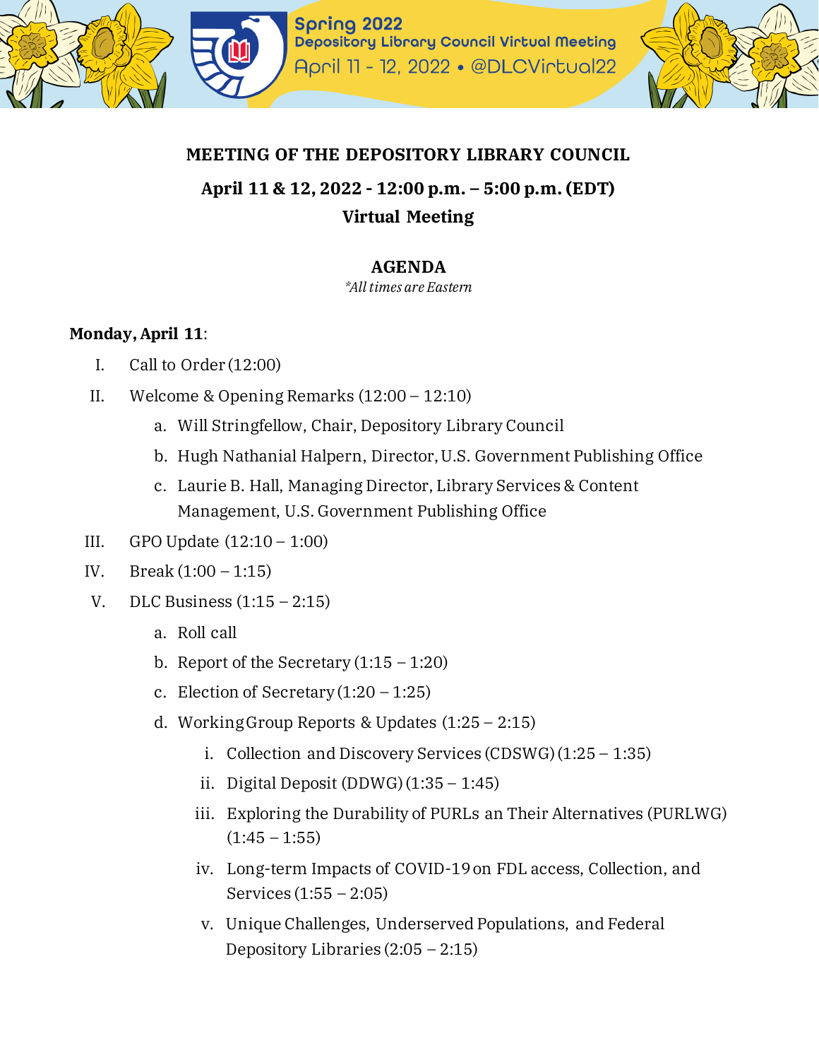Spring 2022
Depository Library Council Virtual Meeting
April 11 - 12, 2022 • @DLCVirtual22

# MEETING OF THE DEPOSITORY LIBRARY COUNCIL

**April 11 & 12, 2022 - 12:00 p.m. – 5:00 p.m. (EDT)**

**Virtual Meeting**

## AGENDA

*\*All times are Eastern*

**Monday, April 11**:

I. Call to Order (12:00)

II. Welcome & Opening Remarks (12:00 – 12:10)
   - a. Will Stringfellow, Chair, Depository Library Council
   - b. Hugh Nathanial Halpern, Director, U.S. Government Publishing Office
   - c. Laurie B. Hall, Managing Director, Library Services & Content Management, U.S. Government Publishing Office

III. GPO Update (12:10 – 1:00)

IV. Break (1:00 – 1:15)

V. DLC Business (1:15 – 2:15)
   - a. Roll call
   - b. Report of the Secretary (1:15 – 1:20)
   - c. Election of Secretary (1:20 – 1:25)
   - d. Working Group Reports & Updates (1:25 – 2:15)
     - i. Collection and Discovery Services (CDSWG) (1:25 – 1:35)
     - ii. Digital Deposit (DDWG) (1:35 – 1:45)
     - iii. Exploring the Durability of PURLs an Their Alternatives (PURLWG) (1:45 – 1:55)
     - iv. Long-term Impacts of COVID-19 on FDL access, Collection, and Services (1:55 – 2:05)
     - v. Unique Challenges, Underserved Populations, and Federal Depository Libraries (2:05 – 2:15)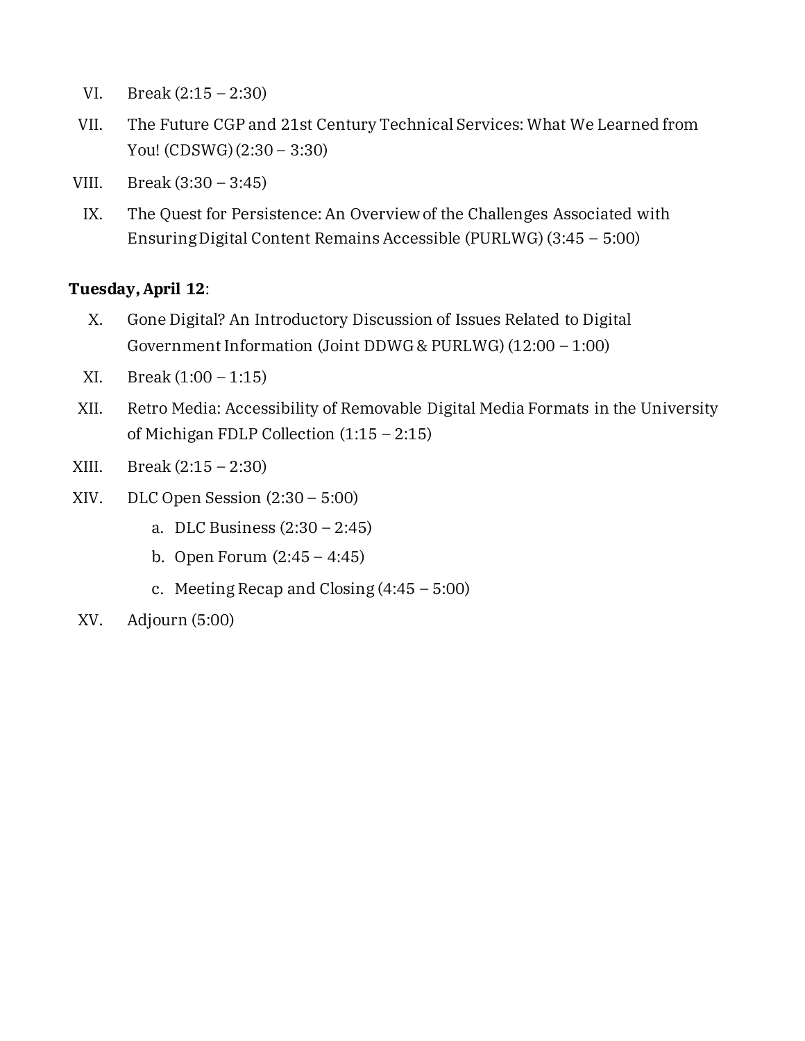VI. Break (2:15 – 2:30)

VII. The Future CGP and 21st Century Technical Services: What We Learned from You! (CDSWG) (2:30 – 3:30)

VIII. Break (3:30 – 3:45)

IX. The Quest for Persistence: An Overview of the Challenges Associated with Ensuring Digital Content Remains Accessible (PURLWG) (3:45 – 5:00)

**Tuesday, April 12**:

X. Gone Digital? An Introductory Discussion of Issues Related to Digital Government Information (Joint DDWG & PURLWG) (12:00 – 1:00)

XI. Break (1:00 – 1:15)

XII. Retro Media: Accessibility of Removable Digital Media Formats in the University of Michigan FDLP Collection (1:15 – 2:15)

XIII. Break (2:15 – 2:30)

XIV. DLC Open Session (2:30 – 5:00)

   a. DLC Business (2:30 – 2:45)

   b. Open Forum (2:45 – 4:45)

   c. Meeting Recap and Closing (4:45 – 5:00)

XV. Adjourn (5:00)